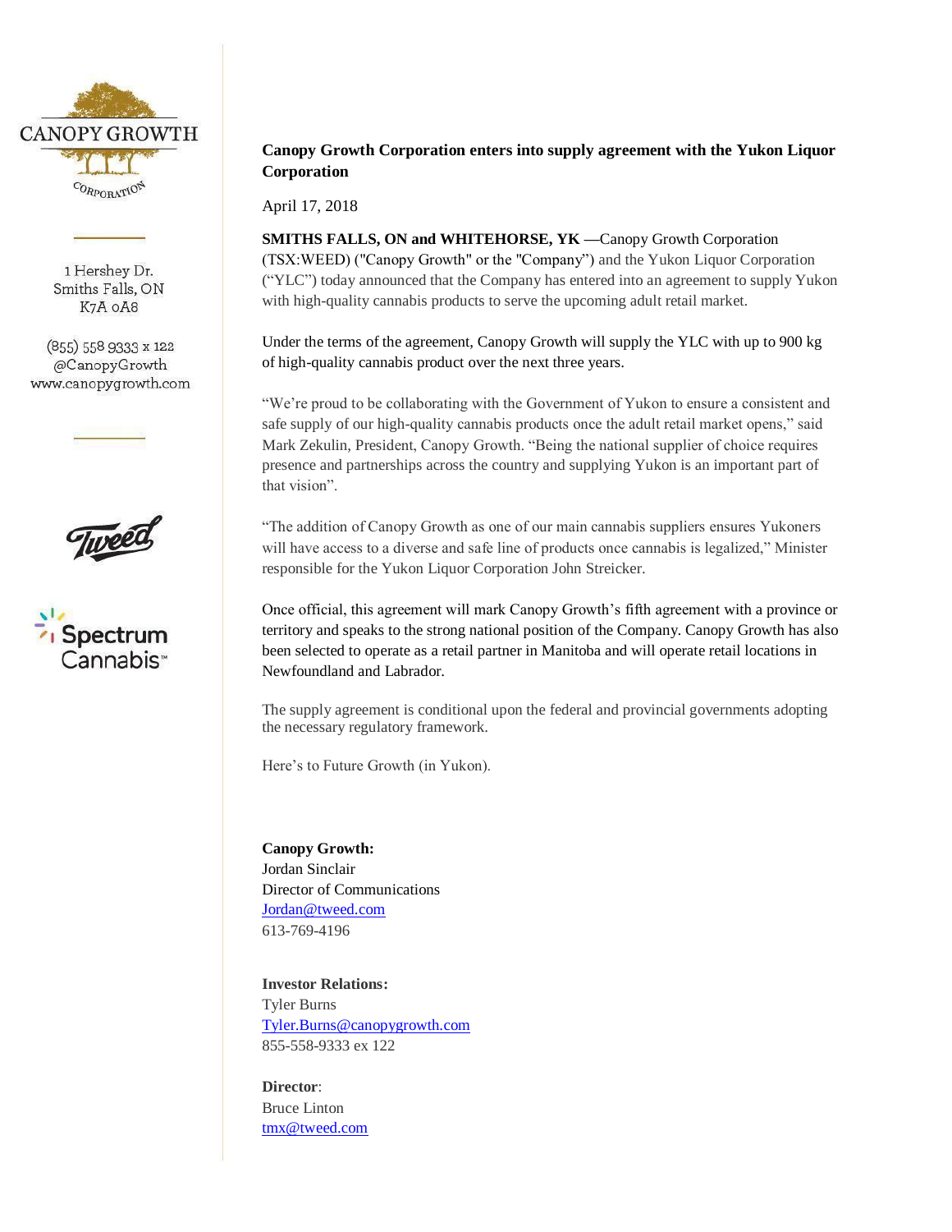CANOPY GROWTH CORPORATION

1 Hershey Dr.
Smiths Falls, ON
K7A 0A8

(855) 558 9333 x 122
@CanopyGrowth
www.canopygrowth.com

Tweed

Spectrum Cannabis™

**Canopy Growth Corporation enters into supply agreement with the Yukon Liquor Corporation**

April 17, 2018

**SMITHS FALLS, ON and WHITEHORSE, YK** —Canopy Growth Corporation (TSX:WEED) ("Canopy Growth" or the "Company") and the Yukon Liquor Corporation ("YLC") today announced that the Company has entered into an agreement to supply Yukon with high-quality cannabis products to serve the upcoming adult retail market.

Under the terms of the agreement, Canopy Growth will supply the YLC with up to 900 kg of high-quality cannabis product over the next three years.

"We're proud to be collaborating with the Government of Yukon to ensure a consistent and safe supply of our high-quality cannabis products once the adult retail market opens," said Mark Zekulin, President, Canopy Growth. "Being the national supplier of choice requires presence and partnerships across the country and supplying Yukon is an important part of that vision".

"The addition of Canopy Growth as one of our main cannabis suppliers ensures Yukoners will have access to a diverse and safe line of products once cannabis is legalized," Minister responsible for the Yukon Liquor Corporation John Streicker.

Once official, this agreement will mark Canopy Growth's fifth agreement with a province or territory and speaks to the strong national position of the Company. Canopy Growth has also been selected to operate as a retail partner in Manitoba and will operate retail locations in Newfoundland and Labrador.

The supply agreement is conditional upon the federal and provincial governments adopting the necessary regulatory framework.

Here's to Future Growth (in Yukon).

**Canopy Growth:**
Jordan Sinclair
Director of Communications
Jordan@tweed.com
613-769-4196

**Investor Relations:**
Tyler Burns
Tyler.Burns@canopygrowth.com
855-558-9333 ex 122

**Director**:
Bruce Linton
tmx@tweed.com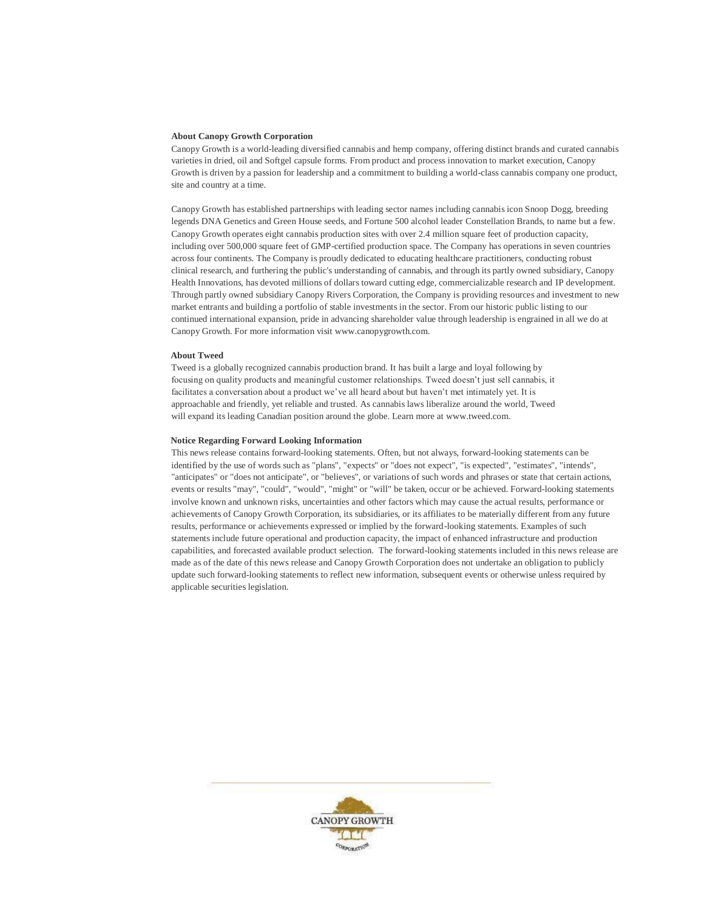**About Canopy Growth Corporation**

Canopy Growth is a world-leading diversified cannabis and hemp company, offering distinct brands and curated cannabis varieties in dried, oil and Softgel capsule forms. From product and process innovation to market execution, Canopy Growth is driven by a passion for leadership and a commitment to building a world-class cannabis company one product, site and country at a time.

Canopy Growth has established partnerships with leading sector names including cannabis icon Snoop Dogg, breeding legends DNA Genetics and Green House seeds, and Fortune 500 alcohol leader Constellation Brands, to name but a few. Canopy Growth operates eight cannabis production sites with over 2.4 million square feet of production capacity, including over 500,000 square feet of GMP-certified production space. The Company has operations in seven countries across four continents. The Company is proudly dedicated to educating healthcare practitioners, conducting robust clinical research, and furthering the public's understanding of cannabis, and through its partly owned subsidiary, Canopy Health Innovations, has devoted millions of dollars toward cutting edge, commercializable research and IP development. Through partly owned subsidiary Canopy Rivers Corporation, the Company is providing resources and investment to new market entrants and building a portfolio of stable investments in the sector. From our historic public listing to our continued international expansion, pride in advancing shareholder value through leadership is engrained in all we do at Canopy Growth. For more information visit www.canopygrowth.com.

**About Tweed**

Tweed is a globally recognized cannabis production brand. It has built a large and loyal following by focusing on quality products and meaningful customer relationships. Tweed doesn't just sell cannabis, it facilitates a conversation about a product we've all heard about but haven't met intimately yet. It is approachable and friendly, yet reliable and trusted. As cannabis laws liberalize around the world, Tweed will expand its leading Canadian position around the globe. Learn more at www.tweed.com.

**Notice Regarding Forward Looking Information**

This news release contains forward-looking statements. Often, but not always, forward-looking statements can be identified by the use of words such as "plans", "expects" or "does not expect", "is expected", "estimates", "intends", "anticipates" or "does not anticipate", or "believes", or variations of such words and phrases or state that certain actions, events or results "may", "could", "would", "might" or "will" be taken, occur or be achieved. Forward-looking statements involve known and unknown risks, uncertainties and other factors which may cause the actual results, performance or achievements of Canopy Growth Corporation, its subsidiaries, or its affiliates to be materially different from any future results, performance or achievements expressed or implied by the forward-looking statements. Examples of such statements include future operational and production capacity, the impact of enhanced infrastructure and production capabilities, and forecasted available product selection. The forward-looking statements included in this news release are made as of the date of this news release and Canopy Growth Corporation does not undertake an obligation to publicly update such forward-looking statements to reflect new information, subsequent events or otherwise unless required by applicable securities legislation.